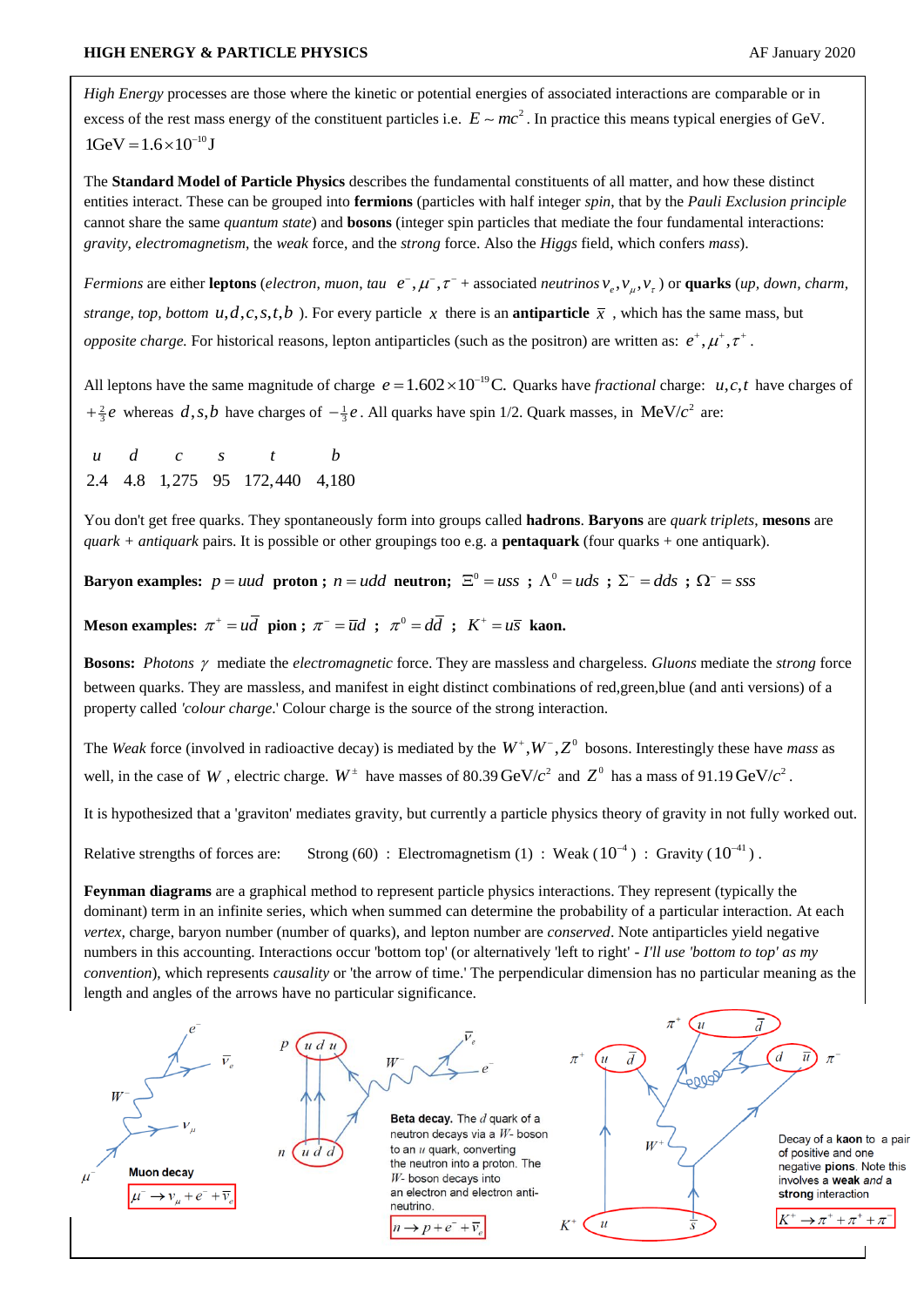High Energy processes are those where the kinetic or potential energies of associated interactions are comparable or in excess of the rest mass energy of the constituent particles i.e. $E \sim mc^2$. In practice this means typical energies of GeV. $1\text{GeV} = 1.6 \times 10^{-10}\text{J}$

The **Standard Model of Particle Physics** describes the fundamental constituents of all matter, and how these distinct entities interact. These can be grouped into **fermions** (particles with half integer *spin*, that by the *Pauli Exclusion principle* cannot share the same *quantum state*) and **bosons** (integer spin particles that mediate the four fundamental interactions: *gravity*, *electromagnetism*, the *weak* force, and the *strong* force. Also the *Higgs* field, which confers *mass*).

*Fermions* are either **leptons** (*electron, muon, tau* $e^-, \mu^-, \tau^-$ + associated *neutrinos* $\nu_e, \nu_\mu, \nu_\tau$ ) or **quarks** (*up, down, charm, strange, top, bottom* $u,d,c,s,t,b$ ). For every particle $x$ there is an **antiparticle** $\bar{x}$ , which has the same mass, but *opposite charge.* For historical reasons, lepton antiparticles (such as the positron) are written as: $e^+, \mu^+, \tau^+$.

All leptons have the same magnitude of charge $e = 1.602 \times 10^{-19}\text{C}$. Quarks have *fractional* charge: $u,c,t$ have charges of $+\frac{2}{3}e$ whereas $d,s,b$ have charges of $-\frac{1}{3}e$. All quarks have spin 1/2. Quark masses, in $\text{MeV}/c^2$ are:

| $u$ | $d$ | $c$ | $s$ | $t$ | $b$ |
|---|---|---|---|---|---|
| 2.4 | 4.8 | 1,275 | 95 | 172,440 | 4,180 |

You don't get free quarks. They spontaneously form into groups called **hadrons**. **Baryons** are *quark triplets*, **mesons** are *quark* + *antiquark* pairs. It is possible or other groupings too e.g. a **pentaquark** (four quarks + one antiquark).

**Baryon examples:** $p = uud$ **proton ;** $n = udd$ **neutron;** $\Xi^0 = uss$ **;** $\Lambda^0 = uds$ **;** $\Sigma^- = dds$ **;** $\Omega^- = sss$

**Meson examples:** $\pi^+ = u\bar{d}$ **pion ;** $\pi^- = \bar{u}d$ **;** $\pi^0 = d\bar{d}$ **;** $K^+ = u\bar{s}$ **kaon.**

**Bosons:** *Photons* $\gamma$ mediate the *electromagnetic* force. They are massless and chargeless. *Gluons* mediate the *strong* force between quarks. They are massless, and manifest in eight distinct combinations of red,green,blue (and anti versions) of a property called *'colour charge.'* Colour charge is the source of the strong interaction.

The *Weak* force (involved in radioactive decay) is mediated by the $W^+, W^-, Z^0$ bosons. Interestingly these have *mass* as well, in the case of $W$ , electric charge. $W^\pm$ have masses of $80.39\,\text{GeV}/c^2$ and $Z^0$ has a mass of $91.19\,\text{GeV}/c^2$.

It is hypothesized that a 'graviton' mediates gravity, but currently a particle physics theory of gravity in not fully worked out.

Relative strengths of forces are: Strong (60) : Electromagnetism (1) : Weak ($10^{-4}$) : Gravity ($10^{-41}$).

**Feynman diagrams** are a graphical method to represent particle physics interactions. They represent (typically the dominant) term in an infinite series, which when summed can determine the probability of a particular interaction. At each *vertex*, charge, baryon number (number of quarks), and lepton number are *conserved*. Note antiparticles yield negative numbers in this accounting. Interactions occur 'bottom top' (or alternatively 'left to right' - *I'll use 'bottom to top' as my convention*), which represents *causality* or 'the arrow of time.' The perpendicular dimension has no particular meaning as the length and angles of the arrows have no particular significance.

**Muon decay**

$\mu^- \rightarrow \nu_\mu + e^- + \bar{\nu}_e$

**Beta decay.** The $d$ quark of a neutron decays via a $W^-$ boson to an $u$ quark, converting the neutron into a proton. The $W^-$ boson decays into an electron and electron anti-neutrino.

$n \rightarrow p + e^- + \bar{\nu}_e$

Decay of a **kaon** to a pair of positive and one negative **pions**. Note this involves a **weak** *and* a **strong** interaction

$K^+ \rightarrow \pi^+ + \pi^+ + \pi^-$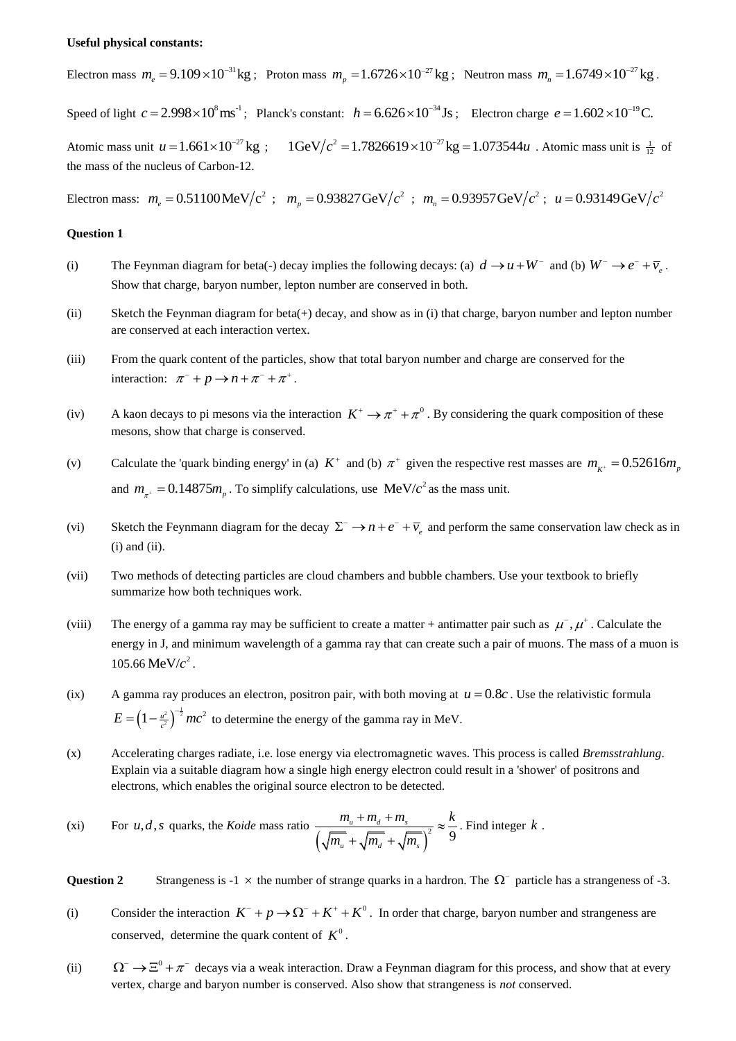**Useful physical constants:**

Electron mass $m_e = 9.109\times10^{-31}\,\text{kg}$ ; Proton mass $m_p = 1.6726\times10^{-27}\,\text{kg}$ ; Neutron mass $m_n = 1.6749\times10^{-27}\,\text{kg}$ .

Speed of light $c = 2.998\times10^{8}\,\text{ms}^{-1}$ ; Planck's constant: $h = 6.626\times10^{-34}\,\text{Js}$ ; Electron charge $e = 1.602\times10^{-19}\,\text{C.}$

Atomic mass unit $u = 1.661\times10^{-27}\,\text{kg}$ ; $1\text{GeV}/c^2 = 1.7826619\times10^{-27}\,\text{kg} = 1.073544u$ . Atomic mass unit is $\frac{1}{12}$ of the mass of the nucleus of Carbon-12.

Electron mass: $m_e = 0.51100\,\text{MeV}/\text{c}^2$ ; $m_p = 0.93827\,\text{GeV}/c^2$ ; $m_n = 0.93957\,\text{GeV}/c^2$ ; $u = 0.93149\,\text{GeV}/c^2$

**Question 1**

(i) The Feynman diagram for beta(-) decay implies the following decays: (a) $d \to u + W^-$ and (b) $W^- \to e^- + \overline{\nu}_e$ . Show that charge, baryon number, lepton number are conserved in both.

(ii) Sketch the Feynman diagram for beta(+) decay, and show as in (i) that charge, baryon number and lepton number are conserved at each interaction vertex.

(iii) From the quark content of the particles, show that total baryon number and charge are conserved for the interaction: $\pi^- + p \to n + \pi^- + \pi^+$ .

(iv) A kaon decays to pi mesons via the interaction $K^+ \to \pi^+ + \pi^0$ . By considering the quark composition of these mesons, show that charge is conserved.

(v) Calculate the 'quark binding energy' in (a) $K^+$ and (b) $\pi^+$ given the respective rest masses are $m_{K^+} = 0.52616 m_p$ and $m_{\pi^+} = 0.14875 m_p$ . To simplify calculations, use $\text{MeV}/c^2$ as the mass unit.

(vi) Sketch the Feynmann diagram for the decay $\Sigma^- \to n + e^- + \overline{\nu}_e$ and perform the same conservation law check as in (i) and (ii).

(vii) Two methods of detecting particles are cloud chambers and bubble chambers. Use your textbook to briefly summarize how both techniques work.

(viii) The energy of a gamma ray may be sufficient to create a matter + antimatter pair such as $\mu^-, \mu^+$ . Calculate the energy in J, and minimum wavelength of a gamma ray that can create such a pair of muons. The mass of a muon is 105.66 $\text{MeV}/c^2$ .

(ix) A gamma ray produces an electron, positron pair, with both moving at $u = 0.8c$ . Use the relativistic formula $E = \left(1 - \frac{u^2}{c^2}\right)^{-\frac{1}{2}} mc^2$ to determine the energy of the gamma ray in MeV.

(x) Accelerating charges radiate, i.e. lose energy via electromagnetic waves. This process is called *Bremsstrahlung*. Explain via a suitable diagram how a single high energy electron could result in a 'shower' of positrons and electrons, which enables the original source electron to be detected.

(xi) For $u, d, s$ quarks, the *Koide* mass ratio $\dfrac{m_u + m_d + m_s}{\left(\sqrt{m_u} + \sqrt{m_d} + \sqrt{m_s}\right)^2} \approx \dfrac{k}{9}$ . Find integer $k$ .

**Question 2** Strangeness is -1 $\times$ the number of strange quarks in a hadron. The $\Omega^-$ particle has a strangeness of -3.

(i) Consider the interaction $K^- + p \to \Omega^- + K^+ + K^0$ . In order that charge, baryon number and strangeness are conserved, determine the quark content of $K^0$ .

(ii) $\Omega^- \to \Xi^0 + \pi^-$ decays via a weak interaction. Draw a Feynman diagram for this process, and show that at every vertex, charge and baryon number is conserved. Also show that strangeness is *not* conserved.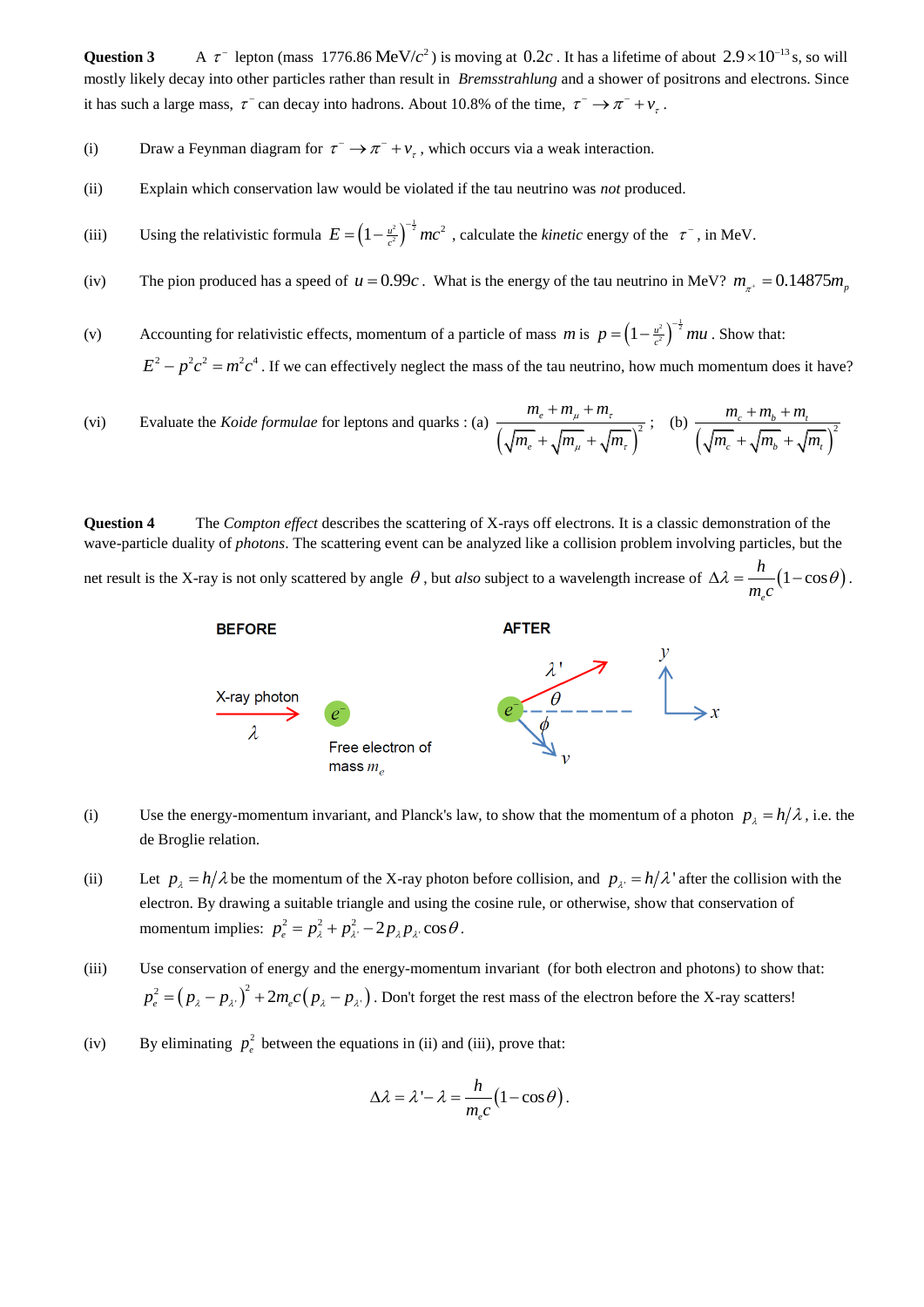**Question 3** A $\tau^-$ lepton (mass 1776.86 MeV/$c^2$) is moving at $0.2c$. It has a lifetime of about $2.9\times10^{-13}$ s, so will mostly likely decay into other particles rather than result in *Bremsstrahlung* and a shower of positrons and electrons. Since it has such a large mass, $\tau^-$ can decay into hadrons. About 10.8% of the time, $\tau^- \to \pi^- + \nu_\tau$.

(i) Draw a Feynman diagram for $\tau^- \to \pi^- + \nu_\tau$, which occurs via a weak interaction.

(ii) Explain which conservation law would be violated if the tau neutrino was *not* produced.

(iii) Using the relativistic formula $E = \left(1-\frac{u^2}{c^2}\right)^{-\frac{1}{2}} mc^2$, calculate the *kinetic* energy of the $\tau^-$, in MeV.

(iv) The pion produced has a speed of $u = 0.99c$. What is the energy of the tau neutrino in MeV? $m_{\pi^+} = 0.14875 m_p$

(v) Accounting for relativistic effects, momentum of a particle of mass $m$ is $p = \left(1-\frac{u^2}{c^2}\right)^{-\frac{1}{2}} mu$. Show that: $E^2 - p^2c^2 = m^2c^4$. If we can effectively neglect the mass of the tau neutrino, how much momentum does it have?

(vi) Evaluate the *Koide formulae* for leptons and quarks : (a) $\dfrac{m_e + m_\mu + m_\tau}{\left(\sqrt{m_e}+\sqrt{m_\mu}+\sqrt{m_\tau}\right)^2}$ ; (b) $\dfrac{m_c + m_b + m_t}{\left(\sqrt{m_c}+\sqrt{m_b}+\sqrt{m_t}\right)^2}$

**Question 4** The *Compton effect* describes the scattering of X-rays off electrons. It is a classic demonstration of the wave-particle duality of *photons*. The scattering event can be analyzed like a collision problem involving particles, but the net result is the X-ray is not only scattered by angle $\theta$, but *also* subject to a wavelength increase of $\Delta\lambda = \dfrac{h}{m_e c}(1-\cos\theta)$.

BEFORE

X-ray photon $\lambda$

$e^-$ Free electron of mass $m_e$

AFTER

$\lambda'$, $\theta$, $e^-$, $\phi$, $v$, $y$, $x$

(i) Use the energy-momentum invariant, and Planck's law, to show that the momentum of a photon $p_\lambda = h/\lambda$, i.e. the de Broglie relation.

(ii) Let $p_\lambda = h/\lambda$ be the momentum of the X-ray photon before collision, and $p_{\lambda'} = h/\lambda'$ after the collision with the electron. By drawing a suitable triangle and using the cosine rule, or otherwise, show that conservation of momentum implies: $p_e^2 = p_\lambda^2 + p_{\lambda'}^2 - 2p_\lambda p_{\lambda'}\cos\theta$.

(iii) Use conservation of energy and the energy-momentum invariant (for both electron and photons) to show that: $p_e^2 = \left(p_\lambda - p_{\lambda'}\right)^2 + 2m_e c\left(p_\lambda - p_{\lambda'}\right)$. Don't forget the rest mass of the electron before the X-ray scatters!

(iv) By eliminating $p_e^2$ between the equations in (ii) and (iii), prove that:

$$\Delta\lambda = \lambda' - \lambda = \frac{h}{m_e c}(1-\cos\theta).$$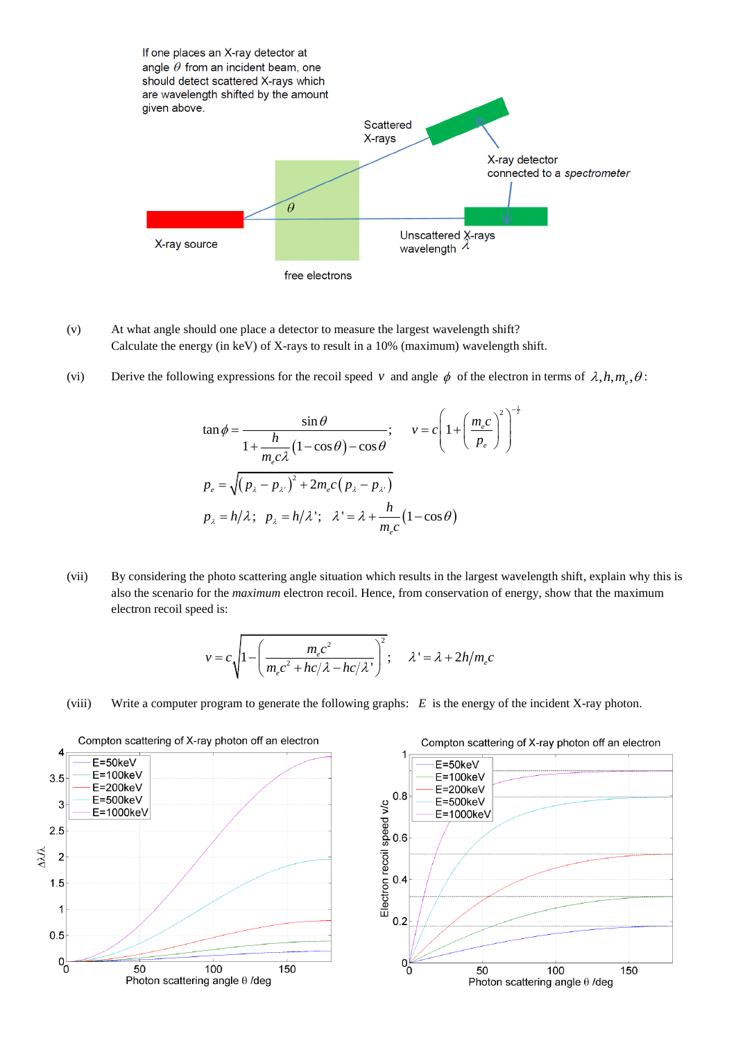If one places an X-ray detector at angle $\theta$ from an incident beam, one should detect scattered X-rays which are wavelength shifted by the amount given above.

Scattered X-rays

X-ray detector connected to a *spectrometer*

$\theta$

X-ray source

free electrons

Unscattered X-rays wavelength $\lambda$

(v) At what angle should one place a detector to measure the largest wavelength shift? Calculate the energy (in keV) of X-rays to result in a 10% (maximum) wavelength shift.

(vi) Derive the following expressions for the recoil speed $v$ and angle $\phi$ of the electron in terms of $\lambda, h, m_e, \theta$:

$$\tan\phi = \frac{\sin\theta}{1+\frac{h}{m_e c\lambda}(1-\cos\theta)-\cos\theta}; \quad v = c\left(1+\left(\frac{m_e c}{p_e}\right)^2\right)^{-\frac{1}{2}}$$

$$p_e = \sqrt{(p_\lambda - p_{\lambda'})^2 + 2m_e c(p_\lambda - p_{\lambda'})}$$

$$p_\lambda = h/\lambda; \quad p_\lambda = h/\lambda'; \quad \lambda' = \lambda + \frac{h}{m_e c}(1-\cos\theta)$$

(vii) By considering the photo scattering angle situation which results in the largest wavelength shift, explain why this is also the scenario for the *maximum* electron recoil. Hence, from conservation of energy, show that the maximum electron recoil speed is:

$$v = c\sqrt{1-\left(\frac{m_e c^2}{m_e c^2 + hc/\lambda - hc/\lambda'}\right)^2}; \quad \lambda' = \lambda + 2h/m_e c$$

(viii) Write a computer program to generate the following graphs: $E$ is the energy of the incident X-ray photon.

Compton scattering of X-ray photon off an electron

$\Delta\lambda/\lambda$

E=50keV
E=100keV
E=200keV
E=500keV
E=1000keV

Photon scattering angle θ /deg

Compton scattering of X-ray photon off an electron

Electron recoil speed v/c

E=50keV
E=100keV
E=200keV
E=500keV
E=1000keV

Photon scattering angle θ /deg